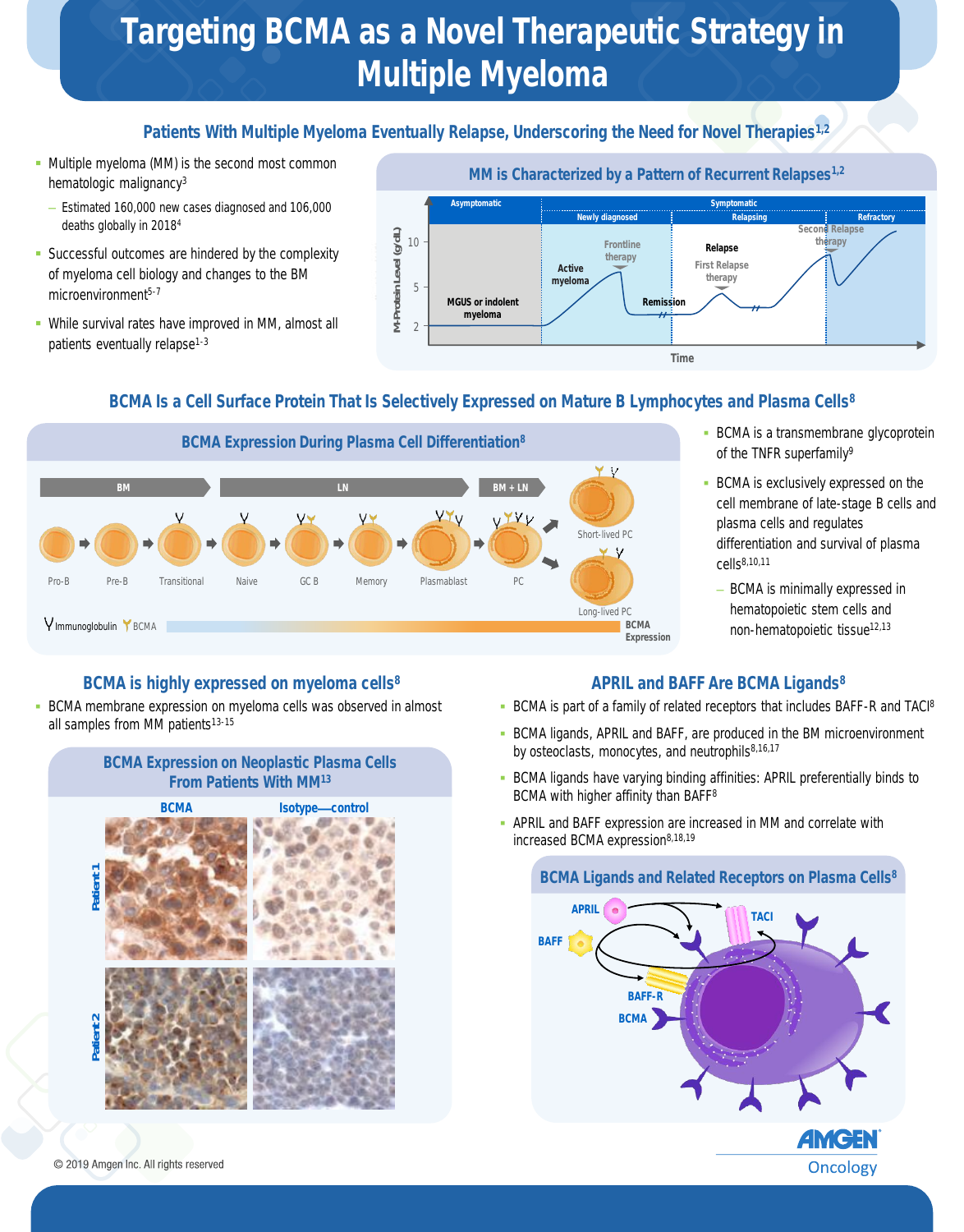# Targeting BCMA as a Novel Therapeutic Strategy in Multiple Myeloma

## Patients With Multiple Myeloma Eventually Relapse, Underscoring the Need for Novel Therapies[1,2]

- Multiple myeloma (MM) is the second most common hematologic malignancy[3]
  - Estimated 160,000 new cases diagnosed and 106,000 deaths globally in 2018[4]
- Successful outcomes are hindered by the complexity of myeloma cell biology and changes to the BM microenvironment[5-7]
- While survival rates have improved in MM, almost all patients eventually relapse[1-3]

### MM is Characterized by a Pattern of Recurrent Relapses[1,2]

Asymptomatic | Symptomatic: Newly diagnosed, Relapsing, Refractory

M-Protein Level (g/dL): 2, 5, 10

MGUS or indolent myeloma — Active myeloma — Frontline therapy — Remission — Relapse — First Relapse therapy — Second Relapse therapy

Time

## BCMA Is a Cell Surface Protein That Is Selectively Expressed on Mature B Lymphocytes and Plasma Cells[8]

### BCMA Expression During Plasma Cell Differentiation[8]

BM: Pro-B, Pre-B, Transitional | LN: Naive, GC B, Memory, Plasmablast | BM + LN: PC → Short-lived PC, Long-lived PC

Immunoglobulin | BCMA | BCMA Expression

- BCMA is a transmembrane glycoprotein of the TNFR superfamily[9]
- BCMA is exclusively expressed on the cell membrane of late-stage B cells and plasma cells and regulates differentiation and survival of plasma cells[8,10,11]
  - BCMA is minimally expressed in hematopoietic stem cells and non-hematopoietic tissue[12,13]

## BCMA is highly expressed on myeloma cells[8]

- BCMA membrane expression on myeloma cells was observed in almost all samples from MM patients[13-15]

### BCMA Expression on Neoplastic Plasma Cells From Patients With MM[13]

BCMA | Isotype—control

Patient 1

Patient 2

## APRIL and BAFF Are BCMA Ligands[8]

- BCMA is part of a family of related receptors that includes BAFF-R and TACI[8]
- BCMA ligands, APRIL and BAFF, are produced in the BM microenvironment by osteoclasts, monocytes, and neutrophils[8,16,17]
- BCMA ligands have varying binding affinities: APRIL preferentially binds to BCMA with higher affinity than BAFF[8]
- APRIL and BAFF expression are increased in MM and correlate with increased BCMA expression[8,18,19]

### BCMA Ligands and Related Receptors on Plasma Cells[8]

APRIL | BAFF | TACI | BAFF-R | BCMA

© 2019 Amgen Inc. All rights reserved

AMGEN Oncology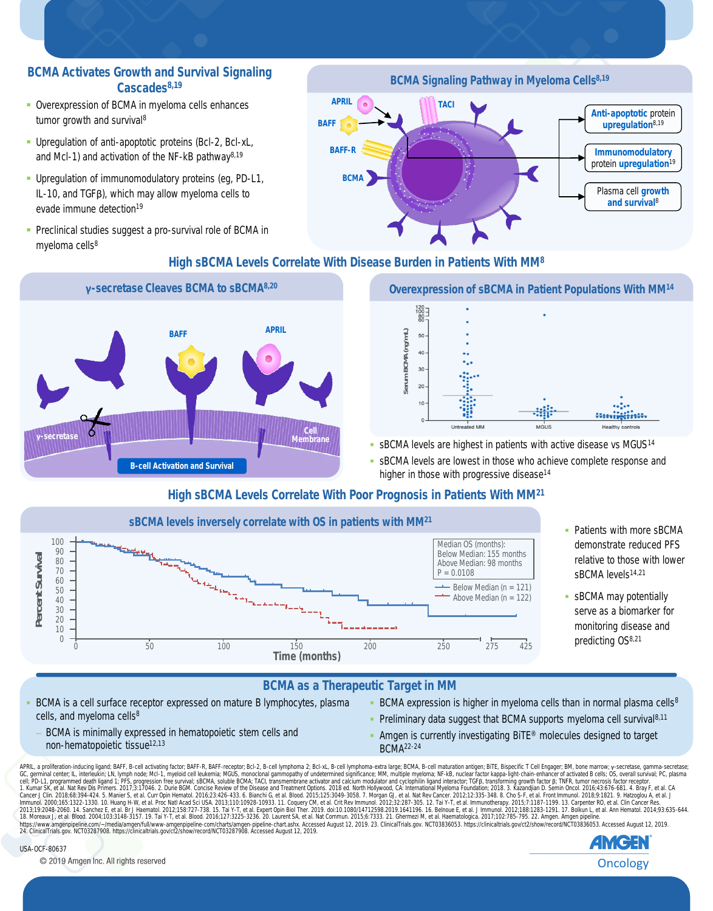## BCMA Activates Growth and Survival Signaling Cascades[8,19]

- Overexpression of BCMA in myeloma cells enhances tumor growth and survival[8]
- Upregulation of anti-apoptotic proteins (Bcl-2, Bcl-xL, and Mcl-1) and activation of the NF-kB pathway[8,19]
- Upregulation of immunomodulatory proteins (eg, PD-L1, IL-10, and TGFβ), which may allow myeloma cells to evade immune detection[19]
- Preclinical studies suggest a pro-survival role of BCMA in myeloma cells[8]

## BCMA Signaling Pathway in Myeloma Cells[8,19]

APRIL
BAFF
BAFF-R
BCMA
TACI

Anti-apoptotic protein upregulation[8,19]

Immunomodulatory protein upregulation[19]

Plasma cell growth and survival[8]

## High sBCMA Levels Correlate With Disease Burden in Patients With MM[8]

### γ-secretase Cleaves BCMA to sBCMA[8,20]

BAFF
APRIL
γ-secretase
Cell Membrane
B-cell Activation and Survival

### Overexpression of sBCMA in Patient Populations With MM[14]

Serum BCMA (ng/mL)
120
100
80
60
50
40
30
20
10
0
Untreated MM
MGUS
Healthy controls

- sBCMA levels are highest in patients with active disease vs MGUS[14]
- sBCMA levels are lowest in those who achieve complete response and higher in those with progressive disease[14]

## High sBCMA Levels Correlate With Poor Prognosis in Patients With MM[21]

### sBCMA levels inversely correlate with OS in patients with MM[21]

Median OS (months):
Below Median: 155 months
Above Median: 98 months
P = 0.0108

Below Median (n = 121)
Above Median (n = 122)

Percent Survival
100
90
80
70
60
50
40
30
20
10
0

0
50
100
150
200
250
275
425
Time (months)

- Patients with more sBCMA demonstrate reduced PFS relative to those with lower sBCMA levels[14,21]
- sBCMA may potentially serve as a biomarker for monitoring disease and predicting OS[8,21]

## BCMA as a Therapeutic Target in MM

- BCMA is a cell surface receptor expressed on mature B lymphocytes, plasma cells, and myeloma cells[8]
  - BCMA is minimally expressed in hematopoietic stem cells and non-hematopoietic tissue[12,13]
- BCMA expression is higher in myeloma cells than in normal plasma cells[8]
- Preliminary data suggest that BCMA supports myeloma cell survival[8,11]
- Amgen is currently investigating BiTE® molecules designed to target BCMA[22-24]

APRIL, a proliferation-inducing ligand; BAFF, B-cell activating factor; BAFF-R, BAFF-receptor; Bcl-2, B-cell lymphoma 2; Bcl-xL, B-cell lymphoma-extra large; BCMA, B-cell maturation antigen; BiTE, Bispecific T Cell Engager; BM, bone marrow; γ-secretase, gamma-secretase; GC, germinal center; IL, interleukin; LN, lymph node; Mcl-1, myeloid cell leukemia; MGUS, monoclonal gammopathy of undetermined significance; MM, multiple myeloma; NF-kB, nuclear factor kappa-light-chain-enhancer of activated B cells; OS, overall survival; PC, plasma cell; PD-L1, programmed death ligand 1; PFS, progression free survival; sBCMA, soluble BCMA; TACI, transmembrane activator and calcium modulator and cyclophilin ligand interactor; TGFβ, transforming growth factor β; TNFR, tumor necrosis factor receptor.

1. Kumar SK, et al. Nat Rev Dis Primers. 2017;3:17046. 2. Durie BGM. Concise Review of the Disease and Treatment Options. 2018 ed. North Hollywood, CA: International Myeloma Foundation; 2018. 3. Kazandjian D. Semin Oncol. 2016;43:676-681. 4. Bray F, et al. CA Cancer J Clin. 2018;68:394-424. 5. Manier S, et al. Curr Opin Hematol. 2016;23:426-433. 6. Bianchi G, et al. Blood. 2015;125:3049-3058. 7. Morgan GJ, et al. Nat Rev Cancer. 2012;12:335-348. 8. Cho S-F, et al. Front Immunol. 2018;9:1821. 9. Hatzoglou A, et al. J Immunol. 2000;165:1322-1330. 10. Huang H-W, et al. Proc Natl Acad Sci USA. 2013;110:10928-10933. 11. Coquery CM, et al. Crit Rev Immunol. 2012;32:287-305. 12. Tai Y-T, et al. Immunotherapy. 2015;7:1187-1199. 13. Carpenter RO, et al. Clin Cancer Res. 2013;19:2048-2060. 14. Sanchez E, et al. Br J Haematol. 2012;158:727-738. 15. Tai Y-T, et al. Expert Opin Biol Ther. 2019. doi:10.1080/14712598.2019.1641196. 16. Belnoue E, et al. J Immunol. 2012;188:1283-1291. 17. Bolkun L, et al. Ann Hematol. 2014;93:635-644. 18. Moreaux J, et al. Blood. 2004;103:3148-3157. 19. Tai Y-T, et al. Blood. 2016;127:3225-3236. 20. Laurent SA, et al. Nat Commun. 2015;6:7333. 21. Ghermezi M, et al. Haematologica. 2017;102:785-795. 22. Amgen. Amgen pipeline. https://www.amgenpipeline.com/~/media/amgen/full/www-amgenpipeline-com/charts/amgen-pipeline-chart.ashx. Accessed August 12, 2019. 23. ClinicalTrials.gov. NCT03836053. https://clinicaltrials.gov/ct2/show/record/NCT03836053. Accessed August 12, 2019. 24. ClinicalTrials.gov. NCT03287908. https://clinicaltrials.gov/ct2/show/record/NCT03287908. Accessed August 12, 2019.

USA-OCF-80637

© 2019 Amgen Inc. All rights reserved

AMGEN Oncology